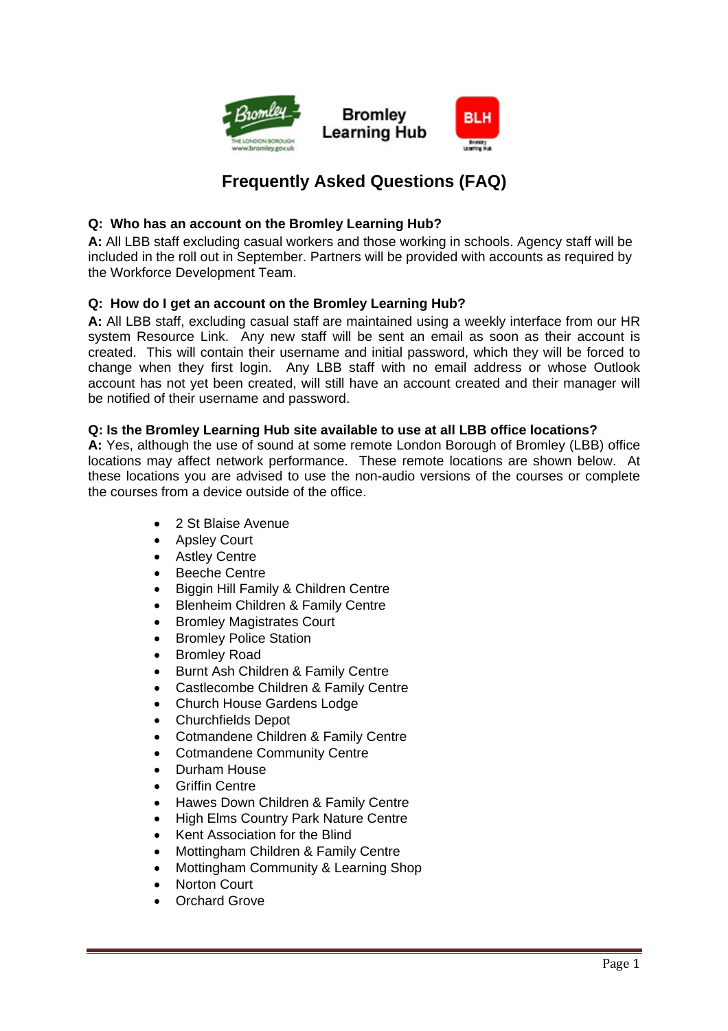Bromley Learning Hub

# Frequently Asked Questions (FAQ)

**Q: Who has an account on the Bromley Learning Hub?**

**A:** All LBB staff excluding casual workers and those working in schools. Agency staff will be included in the roll out in September. Partners will be provided with accounts as required by the Workforce Development Team.

**Q: How do I get an account on the Bromley Learning Hub?**

**A:** All LBB staff, excluding casual staff are maintained using a weekly interface from our HR system Resource Link. Any new staff will be sent an email as soon as their account is created. This will contain their username and initial password, which they will be forced to change when they first login. Any LBB staff with no email address or whose Outlook account has not yet been created, will still have an account created and their manager will be notified of their username and password.

**Q: Is the Bromley Learning Hub site available to use at all LBB office locations?**

**A:** Yes, although the use of sound at some remote London Borough of Bromley (LBB) office locations may affect network performance. These remote locations are shown below. At these locations you are advised to use the non-audio versions of the courses or complete the courses from a device outside of the office.

- 2 St Blaise Avenue
- Apsley Court
- Astley Centre
- Beeche Centre
- Biggin Hill Family & Children Centre
- Blenheim Children & Family Centre
- Bromley Magistrates Court
- Bromley Police Station
- Bromley Road
- Burnt Ash Children & Family Centre
- Castlecombe Children & Family Centre
- Church House Gardens Lodge
- Churchfields Depot
- Cotmandene Children & Family Centre
- Cotmandene Community Centre
- Durham House
- Griffin Centre
- Hawes Down Children & Family Centre
- High Elms Country Park Nature Centre
- Kent Association for the Blind
- Mottingham Children & Family Centre
- Mottingham Community & Learning Shop
- Norton Court
- Orchard Grove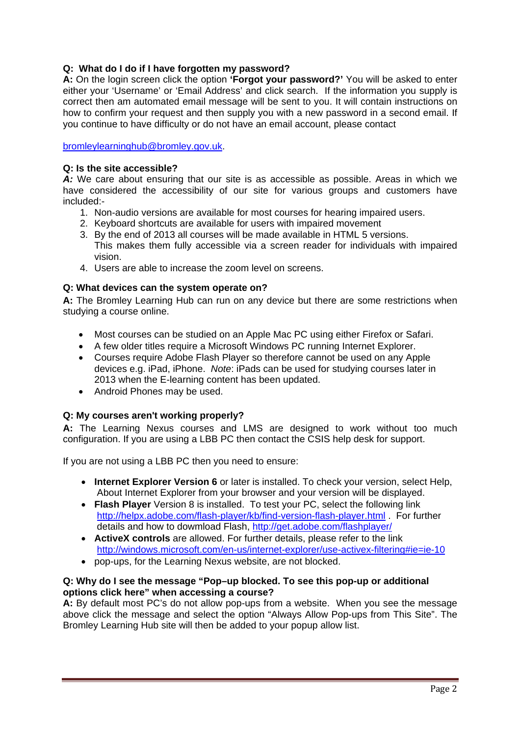**Q: What do I do if I have forgotten my password?**
**A:** On the login screen click the option **'Forgot your password?'** You will be asked to enter either your 'Username' or 'Email Address' and click search. If the information you supply is correct then am automated email message will be sent to you. It will contain instructions on how to confirm your request and then supply you with a new password in a second email. If you continue to have difficulty or do not have an email account, please contact

bromleylearninghub@bromley.gov.uk.

**Q: Is the site accessible?**
***A:*** We care about ensuring that our site is as accessible as possible. Areas in which we have considered the accessibility of our site for various groups and customers have included:-

1. Non-audio versions are available for most courses for hearing impaired users.
2. Keyboard shortcuts are available for users with impaired movement
3. By the end of 2013 all courses will be made available in HTML 5 versions.
   This makes them fully accessible via a screen reader for individuals with impaired vision.
4. Users are able to increase the zoom level on screens.

**Q: What devices can the system operate on?**
**A:** The Bromley Learning Hub can run on any device but there are some restrictions when studying a course online.

- Most courses can be studied on an Apple Mac PC using either Firefox or Safari.
- A few older titles require a Microsoft Windows PC running Internet Explorer.
- Courses require Adobe Flash Player so therefore cannot be used on any Apple devices e.g. iPad, iPhone. *Note*: iPads can be used for studying courses later in 2013 when the E-learning content has been updated.
- Android Phones may be used.

**Q: My courses aren't working properly?**
**A:** The Learning Nexus courses and LMS are designed to work without too much configuration. If you are using a LBB PC then contact the CSIS help desk for support.

If you are not using a LBB PC then you need to ensure:

- **Internet Explorer Version 6** or later is installed. To check your version, select Help, About Internet Explorer from your browser and your version will be displayed.
- **Flash Player** Version 8 is installed. To test your PC, select the following link http://helpx.adobe.com/flash-player/kb/find-version-flash-player.html . For further details and how to dowmload Flash, http://get.adobe.com/flashplayer/
- **ActiveX controls** are allowed. For further details, please refer to the link http://windows.microsoft.com/en-us/internet-explorer/use-activex-filtering#ie=ie-10
- pop-ups, for the Learning Nexus website, are not blocked.

**Q: Why do I see the message "Pop–up blocked. To see this pop-up or additional options click here" when accessing a course?**
**A:** By default most PC's do not allow pop-ups from a website. When you see the message above click the message and select the option "Always Allow Pop-ups from This Site". The Bromley Learning Hub site will then be added to your popup allow list.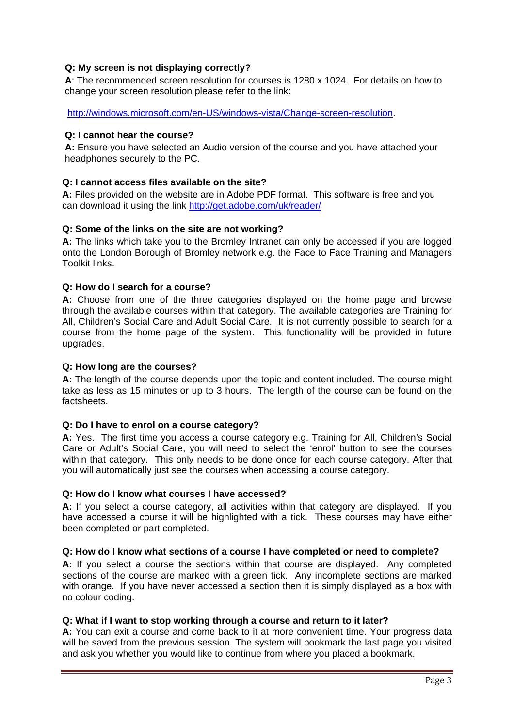**Q: My screen is not displaying correctly?**

**A**: The recommended screen resolution for courses is 1280 x 1024. For details on how to change your screen resolution please refer to the link:

[http://windows.microsoft.com/en-US/windows-vista/Change-screen-resolution](http://windows.microsoft.com/en-US/windows-vista/Change-screen-resolution).

**Q: I cannot hear the course?**

**A:** Ensure you have selected an Audio version of the course and you have attached your headphones securely to the PC.

**Q: I cannot access files available on the site?**

**A:** Files provided on the website are in Adobe PDF format. This software is free and you can download it using the link [http://get.adobe.com/uk/reader/](http://get.adobe.com/uk/reader/)

**Q: Some of the links on the site are not working?**

**A:** The links which take you to the Bromley Intranet can only be accessed if you are logged onto the London Borough of Bromley network e.g. the Face to Face Training and Managers Toolkit links.

**Q: How do I search for a course?**

**A:** Choose from one of the three categories displayed on the home page and browse through the available courses within that category. The available categories are Training for All, Children's Social Care and Adult Social Care. It is not currently possible to search for a course from the home page of the system. This functionality will be provided in future upgrades.

**Q: How long are the courses?**

**A:** The length of the course depends upon the topic and content included. The course might take as less as 15 minutes or up to 3 hours. The length of the course can be found on the factsheets.

**Q: Do I have to enrol on a course category?**

**A:** Yes. The first time you access a course category e.g. Training for All, Children's Social Care or Adult's Social Care, you will need to select the 'enrol' button to see the courses within that category. This only needs to be done once for each course category. After that you will automatically just see the courses when accessing a course category.

**Q: How do I know what courses I have accessed?**

**A:** If you select a course category, all activities within that category are displayed. If you have accessed a course it will be highlighted with a tick. These courses may have either been completed or part completed.

**Q: How do I know what sections of a course I have completed or need to complete?**

**A:** If you select a course the sections within that course are displayed. Any completed sections of the course are marked with a green tick. Any incomplete sections are marked with orange. If you have never accessed a section then it is simply displayed as a box with no colour coding.

**Q: What if I want to stop working through a course and return to it later?**

**A:** You can exit a course and come back to it at more convenient time. Your progress data will be saved from the previous session. The system will bookmark the last page you visited and ask you whether you would like to continue from where you placed a bookmark.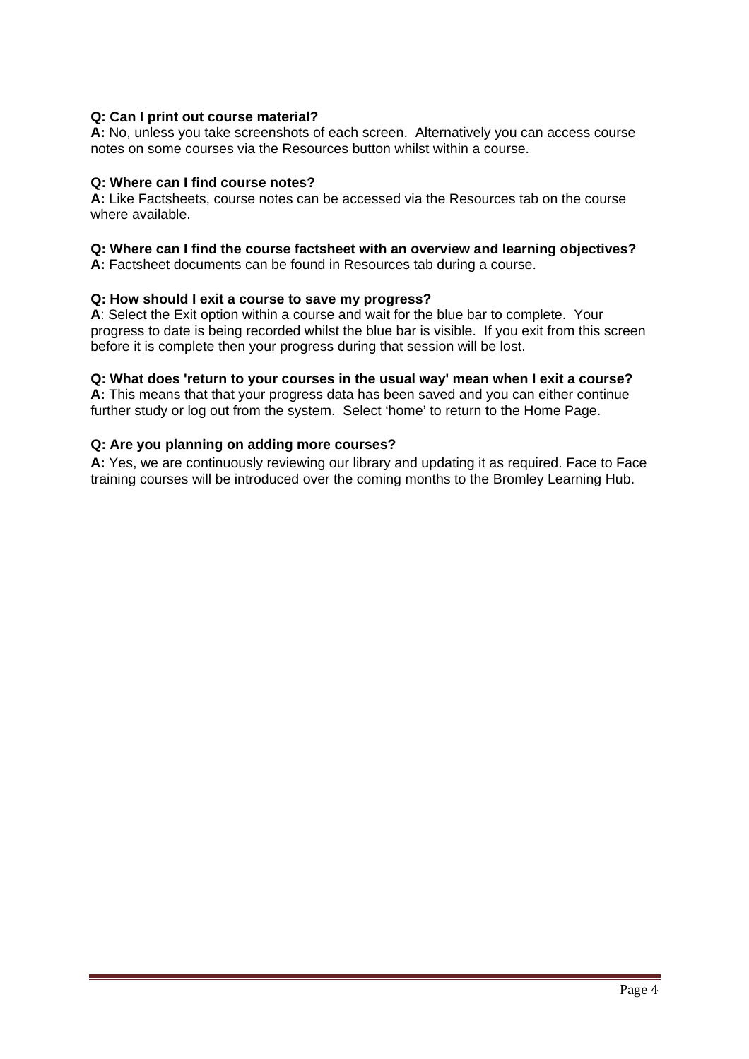**Q: Can I print out course material?**
**A:** No, unless you take screenshots of each screen. Alternatively you can access course notes on some courses via the Resources button whilst within a course.

**Q: Where can I find course notes?**
**A:** Like Factsheets, course notes can be accessed via the Resources tab on the course where available.

**Q: Where can I find the course factsheet with an overview and learning objectives?**
**A:** Factsheet documents can be found in Resources tab during a course.

**Q: How should I exit a course to save my progress?**
**A**: Select the Exit option within a course and wait for the blue bar to complete. Your progress to date is being recorded whilst the blue bar is visible. If you exit from this screen before it is complete then your progress during that session will be lost.

**Q: What does 'return to your courses in the usual way' mean when I exit a course?**
**A:** This means that that your progress data has been saved and you can either continue further study or log out from the system. Select 'home' to return to the Home Page.

**Q: Are you planning on adding more courses?**
**A:** Yes, we are continuously reviewing our library and updating it as required. Face to Face training courses will be introduced over the coming months to the Bromley Learning Hub.